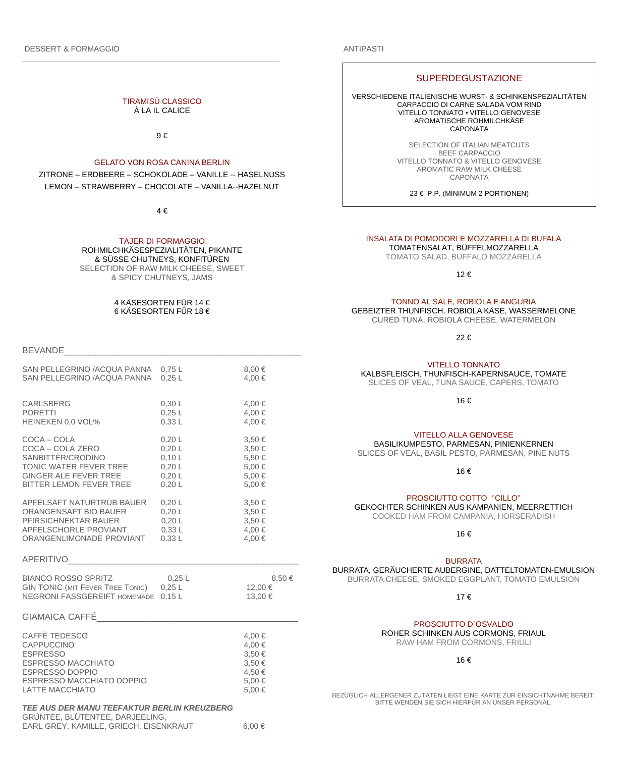## DESSERT & FORMAGGIO

### TIRAMISÙ CLASSICO
À LA IL CALICE

9 €

### GELATO VON ROSA CANINA BERLIN
ZITRONE – ERDBEERE – SCHOKOLADE – VANILLE -- HASELNUSS
LEMON – STRAWBERRY – CHOCOLATE – VANILLA--HAZELNUT

4 €

### TAJER DI FORMAGGIO
ROHMILCHKÄSESPEZIALITÄTEN, PIKANTE & SÜSSE CHUTNEYS, KONFITÜREN
SELECTION OF RAW MILK CHEESE, SWEET & SPICY CHUTNEYS, JAMS

4 KÄSESORTEN FÜR 14 €
6 KÄSESORTEN FÜR 18 €

## BEVANDE

| | | |
|---|---|---|
| SAN PELLEGRINO /ACQUA PANNA | 0,75 L | 8,00 € |
| SAN PELLEGRINO /ACQUA PANNA | 0,25 L | 4,00 € |
| CARLSBERG | 0,30 L | 4,00 € |
| PORETTI | 0,25 L | 4,00 € |
| HEINEKEN 0,0 VOL% | 0,33 L | 4,00 € |
| COCA – COLA | 0,20 L | 3,50 € |
| COCA – COLA ZERO | 0,20 L | 3,50 € |
| SANBITTÈR/CRODINO | 0,10 L | 5,50 € |
| TONIC WATER FEVER TREE | 0,20 L | 5,00 € |
| GINGER ALE FEVER TREE | 0,20 L | 5,00 € |
| BITTER LEMON FEVER TREE | 0,20 L | 5,00 € |
| APFELSAFT NATURTRÜB BAUER | 0,20 L | 3,50 € |
| ORANGENSAFT BIO BAUER | 0,20 L | 3,50 € |
| PFIRSICHNEKTAR BAUER | 0,20 L | 3,50 € |
| APFELSCHORLE PROVIANT | 0,33 L | 4,00 € |
| ORANGENLIMONADE PROVIANT | 0,33 L | 4,00 € |

## APERITIVO

| | | |
|---|---|---|
| BIANCO ROSSO SPRITZ | 0,25 L | 8,50 € |
| GIN TONIC (MIT FEVER TREE TONIC) | 0,25 L | 12,00 € |
| NEGRONI FASSGEREIFT HOMEMADE | 0,15 L | 13,00 € |

## GIAMAICA CAFFÉ

| | |
|---|---|
| CAFFÈ TEDESCO | 4,00 € |
| CAPPUCCINO | 4,00 € |
| ESPRESSO | 3,50 € |
| ESPRESSO MACCHIATO | 3,50 € |
| ESPRESSO DOPPIO | 4,50 € |
| ESPRESSO MACCHIATO DOPPIO | 5,00 € |
| LATTE MACCHIATO | 5,00 € |

***TEE AUS DER MANU TEEFAKTUR BERLIN KREUZBERG***
GRÜNTEE, BLÜTENTEE, DARJEELING,
EARL GREY, KAMILLE, GRIECH. EISENKRAUT 6,00 €

## ANTIPASTI

### SUPERDEGUSTAZIONE
VERSCHIEDENE ITALIENISCHE WURST- & SCHINKENSPEZIALITÄTEN
CARPACCIO DI CARNE SALADA VOM RIND
VITELLO TONNATO • VITELLO GENOVESE
AROMATISCHE ROHMILCHKÄSE
CAPONATA

SELECTION OF ITALIAN MEATCUTS
BEEF CARPACCIO
VITELLO TONNATO & VITELLO GENOVESE
AROMATIC RAW MILK CHEESE
CAPONATA

23 € P.P. (MINIMUM 2 PORTIONEN)

### INSALATA DI POMODORI E MOZZARELLA DI BUFALA
TOMATENSALAT, BÜFFELMOZZARELLA
TOMATO SALAD, BUFFALO MOZZARELLA

12 €

### TONNO AL SALE, ROBIOLA E ANGURIA
GEBEIZTER THUNFISCH, ROBIOLA KÄSE, WASSERMELONE
CURED TUNA, ROBIOLA CHEESE, WATERMELON

22 €

### VITELLO TONNATO
KALBSFLEISCH, THUNFISCH-KAPERNSAUCE, TOMATE
SLICES OF VEAL, TUNA SAUCE, CAPERS, TOMATO

16 €

### VITELLO ALLA GENOVESE
BASILIKUMPESTO, PARMESAN, PINIENKERNEN
SLICES OF VEAL, BASIL PESTO, PARMESAN, PINE NUTS

16 €

### PROSCIUTTO COTTO "CILLO"
GEKOCHTER SCHINKEN AUS KAMPANIEN, MEERRETTICH
COOKED HAM FROM CAMPANIA, HORSERADISH

16 €

### BURRATA
BURRATA, GERÄUCHERTE AUBERGINE, DATTELTOMATEN-EMULSION
BURRATA CHEESE, SMOKED EGGPLANT, TOMATO EMULSION

17 €

### PROSCIUTTO D´OSVALDO
ROHER SCHINKEN AUS CORMONS, FRIAUL
RAW HAM FROM CORMONS, FRIULI

16 €

BEZÜGLICH ALLERGENER ZUTATEN LIEGT EINE KARTE ZUR EINSICHTNAHME BEREIT.
BITTE WENDEN SIE SICH HIERFÜR AN UNSER PERSONAL.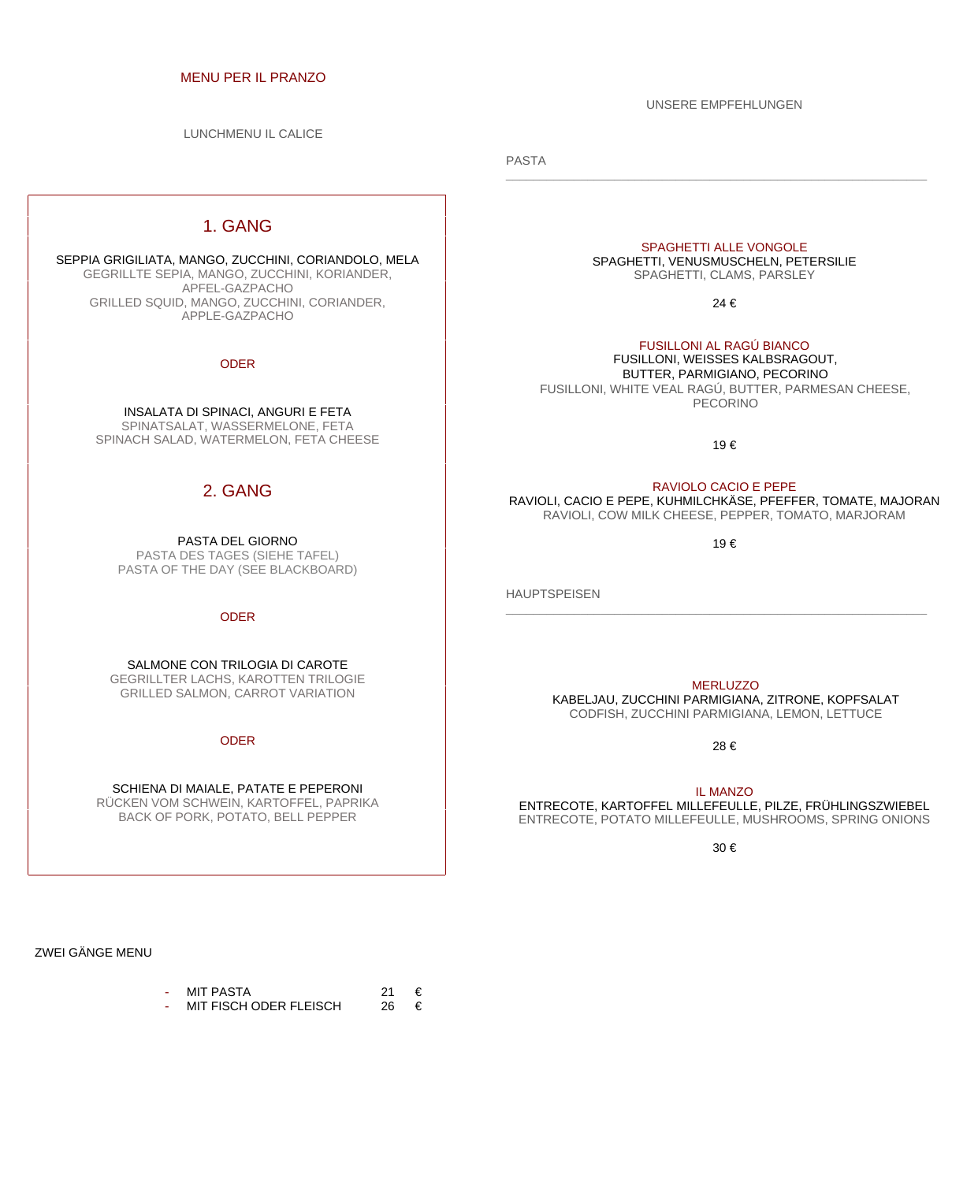MENU PER IL PRANZO

LUNCHMENU IL CALICE

## 1. GANG

SEPPIA GRIGILIATA, MANGO, ZUCCHINI, CORIANDOLO, MELA
GEGRILLTE SEPIA, MANGO, ZUCCHINI, KORIANDER, APFEL-GAZPACHO
GRILLED SQUID, MANGO, ZUCCHINI, CORIANDER, APPLE-GAZPACHO

ODER

INSALATA DI SPINACI, ANGURI E FETA
SPINATSALAT, WASSERMELONE, FETA
SPINACH SALAD, WATERMELON, FETA CHEESE

## 2. GANG

PASTA DEL GIORNO
PASTA DES TAGES (SIEHE TAFEL)
PASTA OF THE DAY (SEE BLACKBOARD)

ODER

SALMONE CON TRILOGIA DI CAROTE
GEGRILLTER LACHS, KAROTTEN TRILOGIE
GRILLED SALMON, CARROT VARIATION

ODER

SCHIENA DI MAIALE, PATATE E PEPERONI
RÜCKEN VOM SCHWEIN, KARTOFFEL, PAPRIKA
BACK OF PORK, POTATO, BELL PEPPER

ZWEI GÄNGE MENU

- MIT PASTA 21 €
- MIT FISCH ODER FLEISCH 26 €

# UNSERE EMPFEHLUNGEN

## PASTA

SPAGHETTI ALLE VONGOLE
SPAGHETTI, VENUSMUSCHELN, PETERSILIE
SPAGHETTI, CLAMS, PARSLEY

24 €

FUSILLONI AL RAGÚ BIANCO
FUSILLONI, WEISSES KALBSRAGOUT,
BUTTER, PARMIGIANO, PECORINO
FUSILLONI, WHITE VEAL RAGÚ, BUTTER, PARMESAN CHEESE, PECORINO

19 €

RAVIOLO CACIO E PEPE
RAVIOLI, CACIO E PEPE, KUHMILCHKÄSE, PFEFFER, TOMATE, MAJORAN
RAVIOLI, COW MILK CHEESE, PEPPER, TOMATO, MARJORAM

19 €

## HAUPTSPEISEN

MERLUZZO
KABELJAU, ZUCCHINI PARMIGIANA, ZITRONE, KOPFSALAT
CODFISH, ZUCCHINI PARMIGIANA, LEMON, LETTUCE

28 €

IL MANZO
ENTRECOTE, KARTOFFEL MILLEFEULLE, PILZE, FRÜHLINGSZWIEBEL
ENTRECOTE, POTATO MILLEFEULLE, MUSHROOMS, SPRING ONIONS

30 €